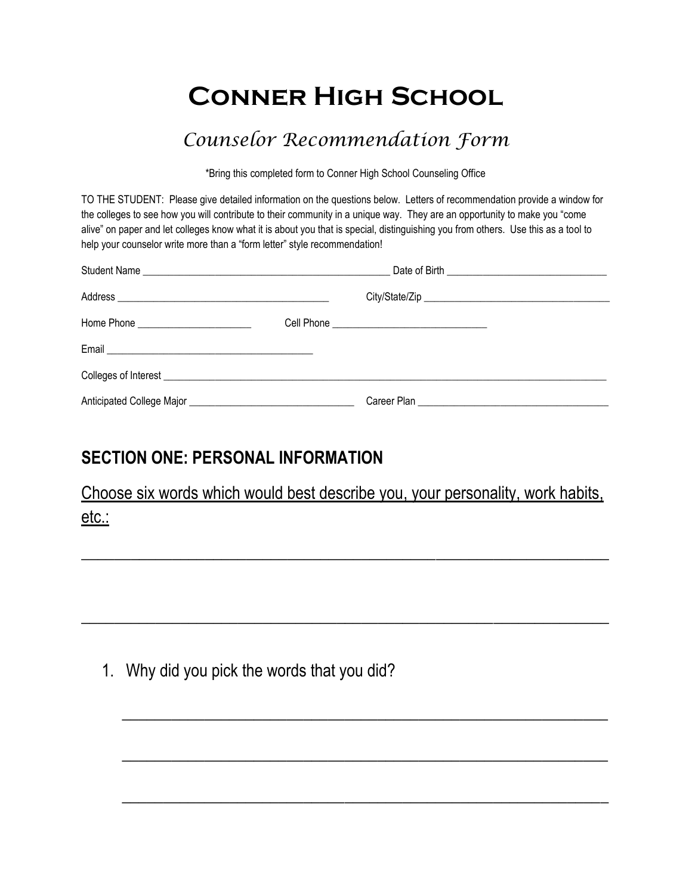# Conner High School

## *Counselor Recommendation Form*

*Bring this completed form to Conner High School Counseling Office

TO THE STUDENT: Please give detailed information on the questions below. Letters of recommendation provide a window for the colleges to see how you will contribute to their community in a unique way. They are an opportunity to make you "come alive" on paper and let colleges know what it is about you that is special, distinguishing you from others. Use this as a tool to help your counselor write more than a "form letter" style recommendation!

Student Name ________________________________________________ Date of Birth ______________________________

Address _________________________________________ City/State/Zip ____________________________________

Home Phone ______________________ Cell Phone ______________________________

Email _______________________________________

Colleges of Interest ______________________________________________________________________________________

Anticipated College Major _______________________________ Career Plan ____________________________________

## SECTION ONE: PERSONAL INFORMATION

Choose six words which would best describe you, your personality, work habits, etc.:

______________________________________________________________________

______________________________________________________________________

1. Why did you pick the words that you did?

   ______________________________________________________________

   ______________________________________________________________

   ______________________________________________________________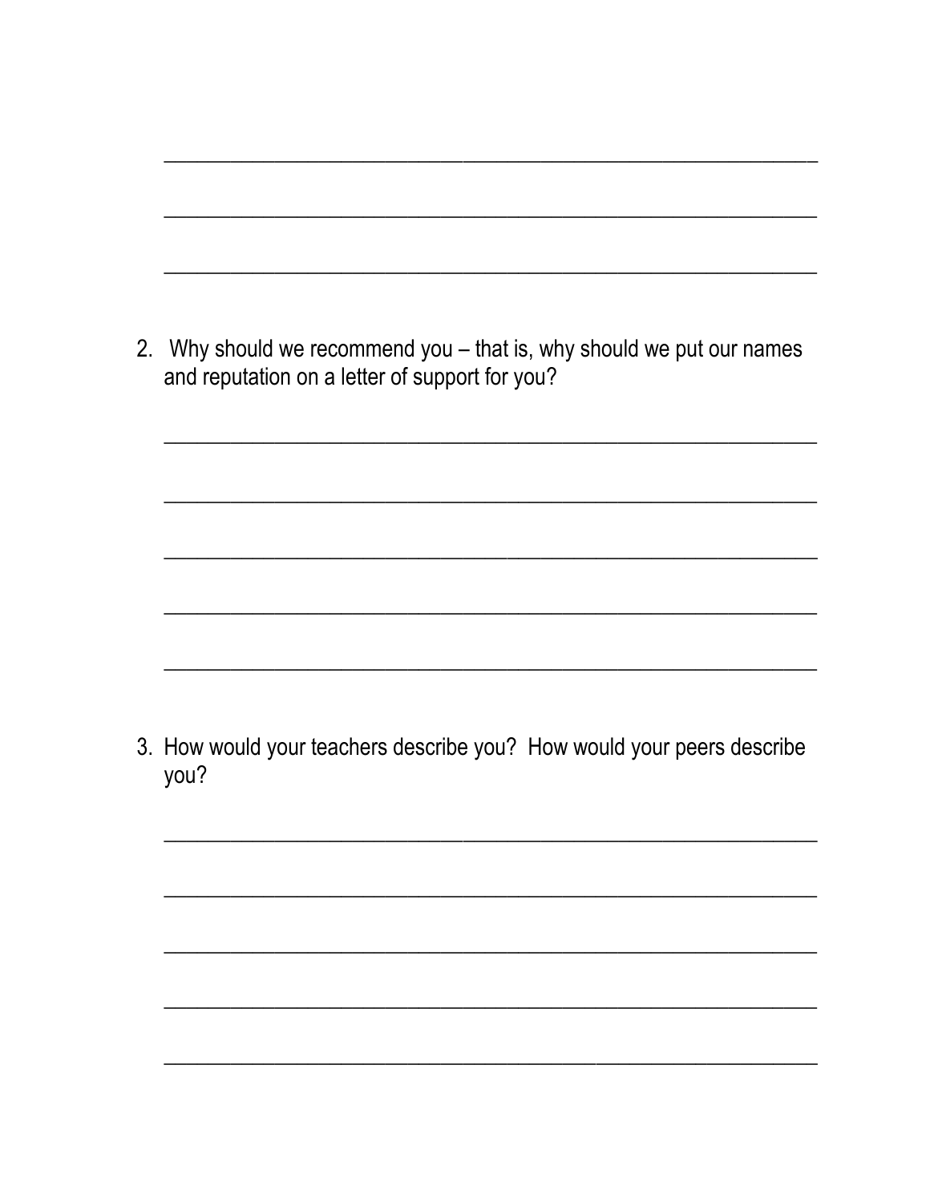\_\_\_\_\_\_\_\_\_\_\_\_\_\_\_\_\_\_\_\_\_\_\_\_\_\_\_\_\_\_\_\_\_\_\_\_\_\_\_\_\_\_\_\_\_\_\_\_\_\_\_\_\_\_\_\_\_\_\_\_

\_\_\_\_\_\_\_\_\_\_\_\_\_\_\_\_\_\_\_\_\_\_\_\_\_\_\_\_\_\_\_\_\_\_\_\_\_\_\_\_\_\_\_\_\_\_\_\_\_\_\_\_\_\_\_\_\_\_\_\_

\_\_\_\_\_\_\_\_\_\_\_\_\_\_\_\_\_\_\_\_\_\_\_\_\_\_\_\_\_\_\_\_\_\_\_\_\_\_\_\_\_\_\_\_\_\_\_\_\_\_\_\_\_\_\_\_\_\_\_\_

2. Why should we recommend you – that is, why should we put our names and reputation on a letter of support for you?

\_\_\_\_\_\_\_\_\_\_\_\_\_\_\_\_\_\_\_\_\_\_\_\_\_\_\_\_\_\_\_\_\_\_\_\_\_\_\_\_\_\_\_\_\_\_\_\_\_\_\_\_\_\_\_\_\_\_\_\_

\_\_\_\_\_\_\_\_\_\_\_\_\_\_\_\_\_\_\_\_\_\_\_\_\_\_\_\_\_\_\_\_\_\_\_\_\_\_\_\_\_\_\_\_\_\_\_\_\_\_\_\_\_\_\_\_\_\_\_\_

\_\_\_\_\_\_\_\_\_\_\_\_\_\_\_\_\_\_\_\_\_\_\_\_\_\_\_\_\_\_\_\_\_\_\_\_\_\_\_\_\_\_\_\_\_\_\_\_\_\_\_\_\_\_\_\_\_\_\_\_

\_\_\_\_\_\_\_\_\_\_\_\_\_\_\_\_\_\_\_\_\_\_\_\_\_\_\_\_\_\_\_\_\_\_\_\_\_\_\_\_\_\_\_\_\_\_\_\_\_\_\_\_\_\_\_\_\_\_\_\_

\_\_\_\_\_\_\_\_\_\_\_\_\_\_\_\_\_\_\_\_\_\_\_\_\_\_\_\_\_\_\_\_\_\_\_\_\_\_\_\_\_\_\_\_\_\_\_\_\_\_\_\_\_\_\_\_\_\_\_\_

3. How would your teachers describe you? How would your peers describe you?

\_\_\_\_\_\_\_\_\_\_\_\_\_\_\_\_\_\_\_\_\_\_\_\_\_\_\_\_\_\_\_\_\_\_\_\_\_\_\_\_\_\_\_\_\_\_\_\_\_\_\_\_\_\_\_\_\_\_\_\_

\_\_\_\_\_\_\_\_\_\_\_\_\_\_\_\_\_\_\_\_\_\_\_\_\_\_\_\_\_\_\_\_\_\_\_\_\_\_\_\_\_\_\_\_\_\_\_\_\_\_\_\_\_\_\_\_\_\_\_\_

\_\_\_\_\_\_\_\_\_\_\_\_\_\_\_\_\_\_\_\_\_\_\_\_\_\_\_\_\_\_\_\_\_\_\_\_\_\_\_\_\_\_\_\_\_\_\_\_\_\_\_\_\_\_\_\_\_\_\_\_

\_\_\_\_\_\_\_\_\_\_\_\_\_\_\_\_\_\_\_\_\_\_\_\_\_\_\_\_\_\_\_\_\_\_\_\_\_\_\_\_\_\_\_\_\_\_\_\_\_\_\_\_\_\_\_\_\_\_\_\_

\_\_\_\_\_\_\_\_\_\_\_\_\_\_\_\_\_\_\_\_\_\_\_\_\_\_\_\_\_\_\_\_\_\_\_\_\_\_\_\_\_\_\_\_\_\_\_\_\_\_\_\_\_\_\_\_\_\_\_\_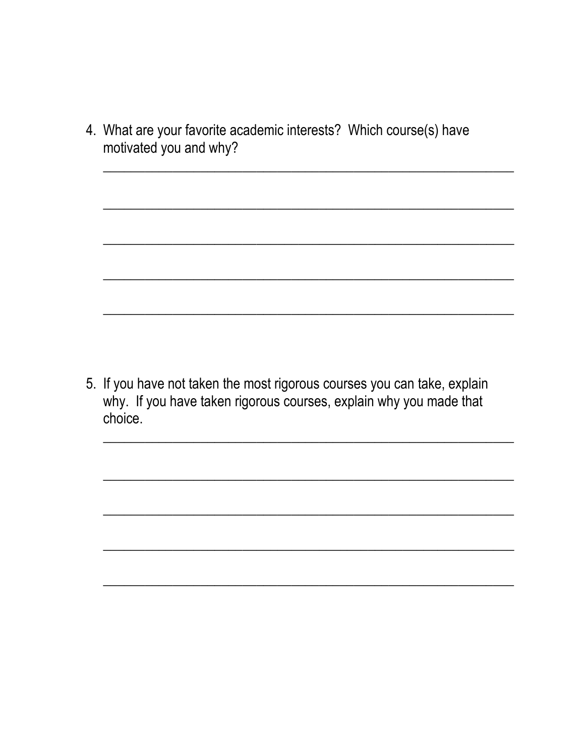4. What are your favorite academic interests? Which course(s) have motivated you and why?

   ______________________________________________________________

   ______________________________________________________________

   ______________________________________________________________

   ______________________________________________________________

   ______________________________________________________________

5. If you have not taken the most rigorous courses you can take, explain why. If you have taken rigorous courses, explain why you made that choice.

   ______________________________________________________________

   ______________________________________________________________

   ______________________________________________________________

   ______________________________________________________________

   ______________________________________________________________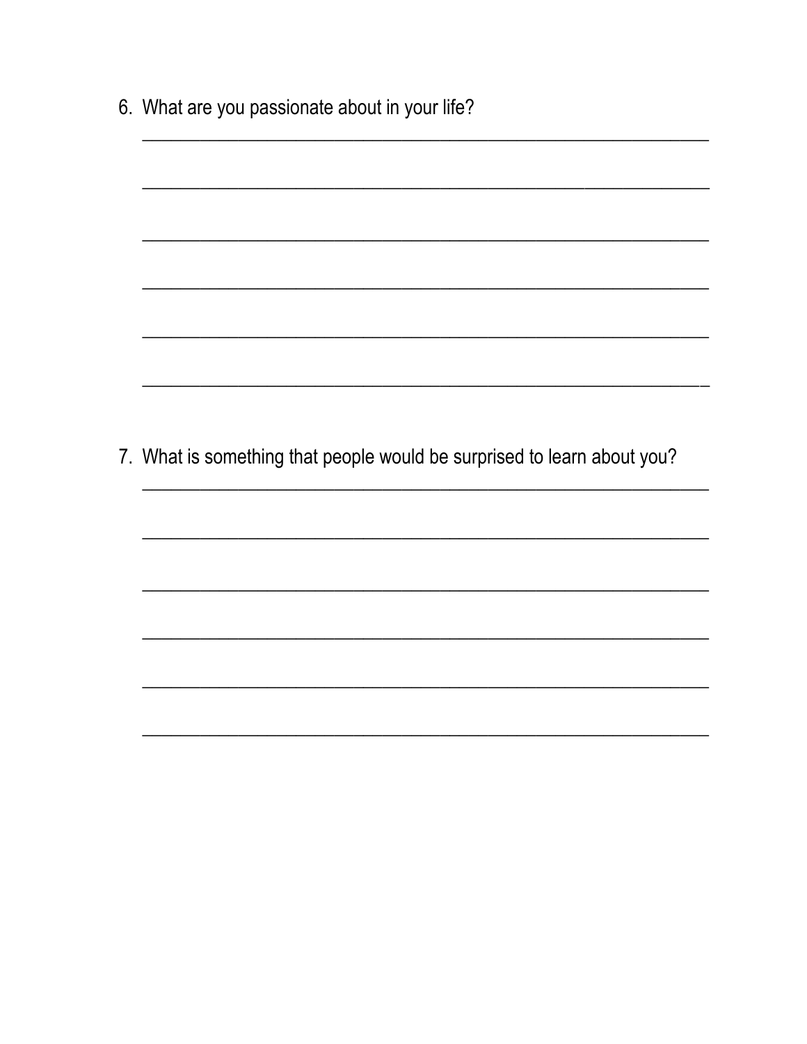6. What are you passionate about in your life?

______________________________________________________________

______________________________________________________________

______________________________________________________________

______________________________________________________________

______________________________________________________________

______________________________________________________________

7. What is something that people would be surprised to learn about you?

______________________________________________________________

______________________________________________________________

______________________________________________________________

______________________________________________________________

______________________________________________________________

______________________________________________________________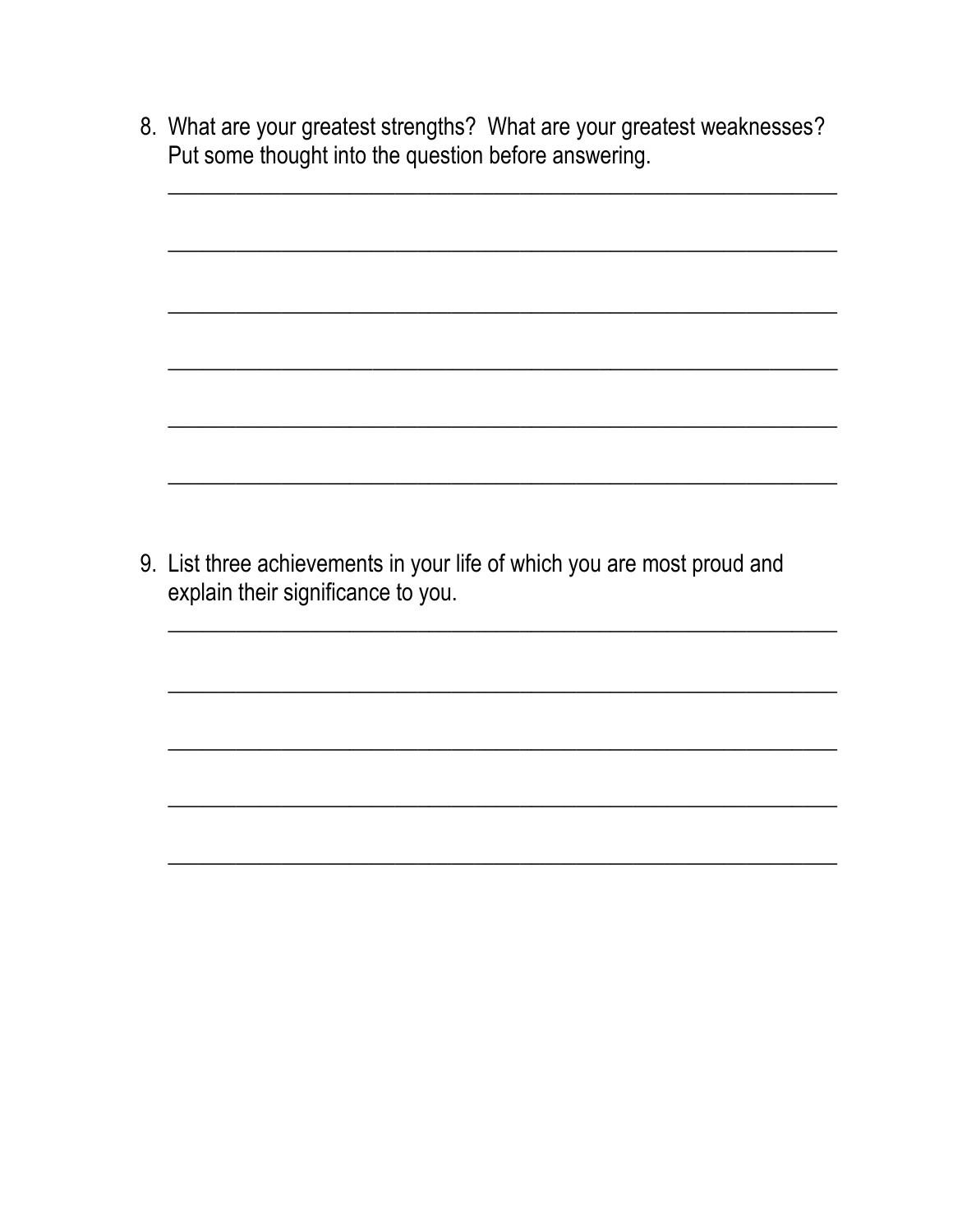8. What are your greatest strengths? What are your greatest weaknesses? Put some thought into the question before answering.

______________________________________________________________

______________________________________________________________

______________________________________________________________

______________________________________________________________

______________________________________________________________

______________________________________________________________

9. List three achievements in your life of which you are most proud and explain their significance to you.

______________________________________________________________

______________________________________________________________

______________________________________________________________

______________________________________________________________

______________________________________________________________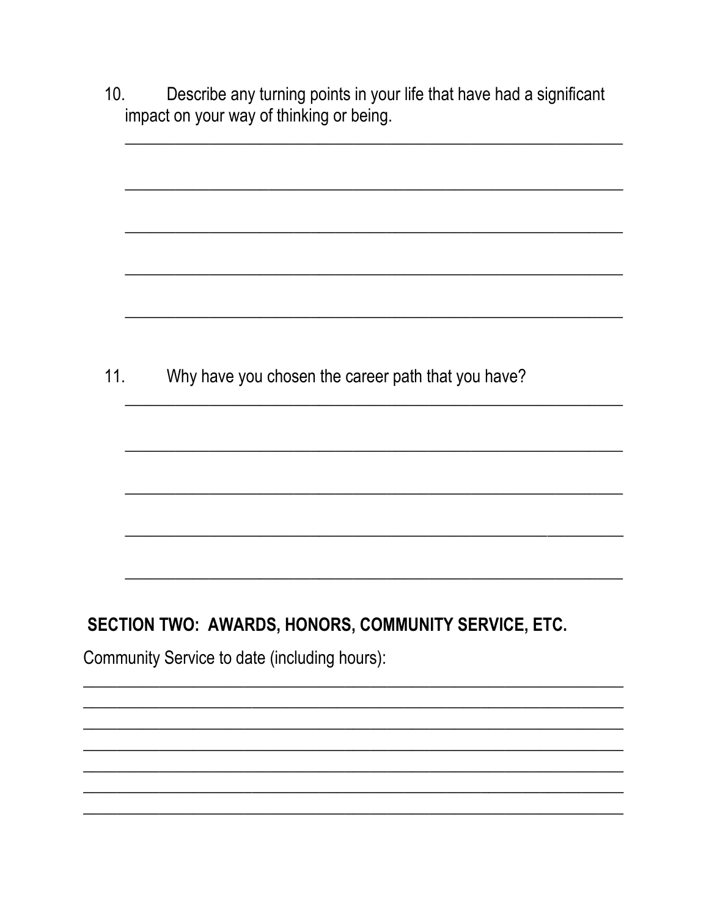10. Describe any turning points in your life that have had a significant impact on your way of thinking or being.

______________________________________________________________

______________________________________________________________

______________________________________________________________

______________________________________________________________

______________________________________________________________

11. Why have you chosen the career path that you have?

______________________________________________________________

______________________________________________________________

______________________________________________________________

______________________________________________________________

______________________________________________________________

## SECTION TWO: AWARDS, HONORS, COMMUNITY SERVICE, ETC.

Community Service to date (including hours):

______________________________________________________________

______________________________________________________________

______________________________________________________________

______________________________________________________________

______________________________________________________________

______________________________________________________________

______________________________________________________________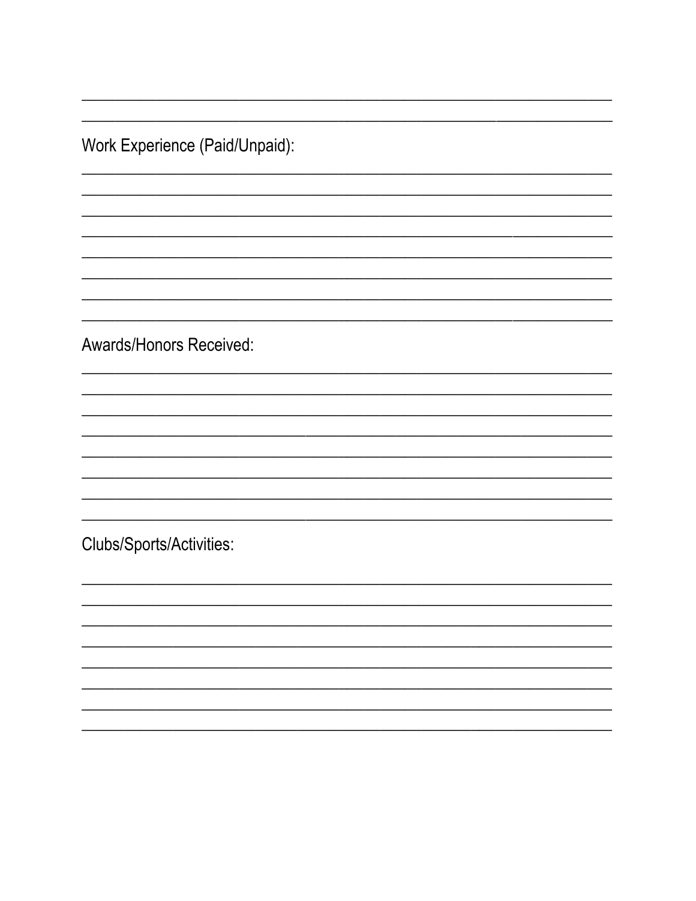______________________________________________________________________

______________________________________________________________________

Work Experience (Paid/Unpaid):

______________________________________________________________________

______________________________________________________________________

______________________________________________________________________

______________________________________________________________________

______________________________________________________________________

______________________________________________________________________

______________________________________________________________________

______________________________________________________________________

Awards/Honors Received:

______________________________________________________________________

______________________________________________________________________

______________________________________________________________________

______________________________________________________________________

______________________________________________________________________

______________________________________________________________________

______________________________________________________________________

______________________________________________________________________

Clubs/Sports/Activities:

______________________________________________________________________

______________________________________________________________________

______________________________________________________________________

______________________________________________________________________

______________________________________________________________________

______________________________________________________________________

______________________________________________________________________

______________________________________________________________________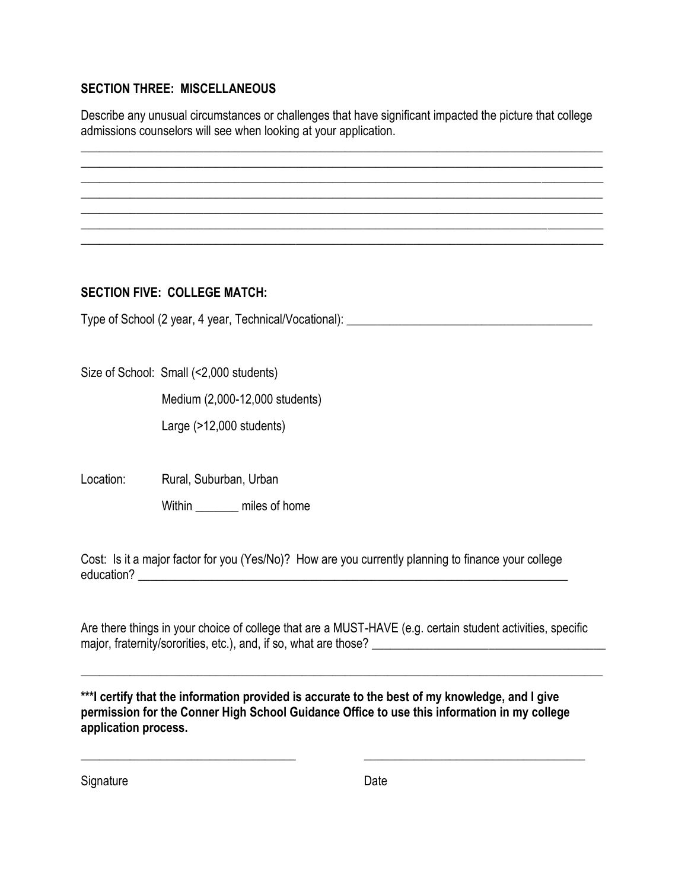**SECTION THREE: MISCELLANEOUS**

Describe any unusual circumstances or challenges that have significant impacted the picture that college admissions counselors will see when looking at your application.

______________________________________________________________________________________
______________________________________________________________________________________
______________________________________________________________________________________
______________________________________________________________________________________
______________________________________________________________________________________
______________________________________________________________________________________
______________________________________________________________________________________

**SECTION FIVE: COLLEGE MATCH:**

Type of School (2 year, 4 year, Technical/Vocational): ________________________________________

Size of School: Small (<2,000 students)

Medium (2,000-12,000 students)

Large (>12,000 students)

Location: Rural, Suburban, Urban

Within _______ miles of home

Cost: Is it a major factor for you (Yes/No)? How are you currently planning to finance your college education? ________________________________________________________________________

Are there things in your choice of college that are a MUST-HAVE (e.g. certain student activities, specific major, fraternity/sororities, etc.), and, if so, what are those? ______________________________________

______________________________________________________________________________________

**\*\*\*I certify that the information provided is accurate to the best of my knowledge, and I give permission for the Conner High School Guidance Office to use this information in my college application process.**

___________________________________ ____________________________________

Signature Date